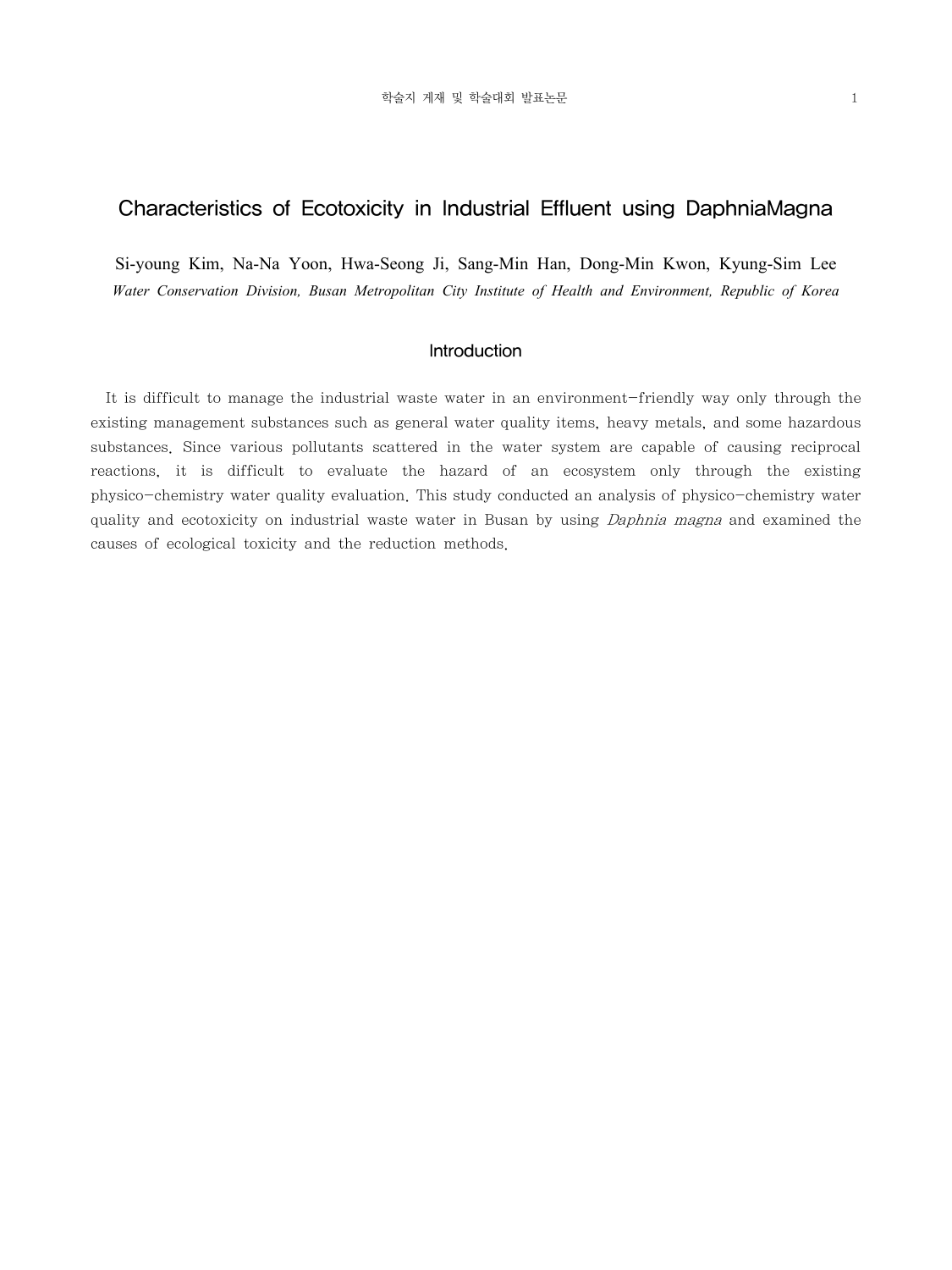# Characteristics of Ecotoxicity in Industrial Effluent using DaphniaMagna

Si-young Kim, Na-Na Yoon, Hwa-Seong Ji, Sang-Min Han, Dong-Min Kwon, Kyung-Sim Lee

*Water Conservation Division, Busan Metropolitan City Institute of Health and Environment, Republic of Korea*

## Introduction

It is difficult to manage the industrial waste water in an environment-friendly way only through the existing management substances such as general water quality items, heavy metals, and some hazardous substances. Since various pollutants scattered in the water system are capable of causing reciprocal reactions, it is difficult to evaluate the hazard of an ecosystem only through the existing physico-chemistry water quality evaluation. This study conducted an analysis of physico-chemistry water quality and ecotoxicity on industrial waste water in Busan by using *Daphnia magna* and examined the causes of ecological toxicity and the reduction methods.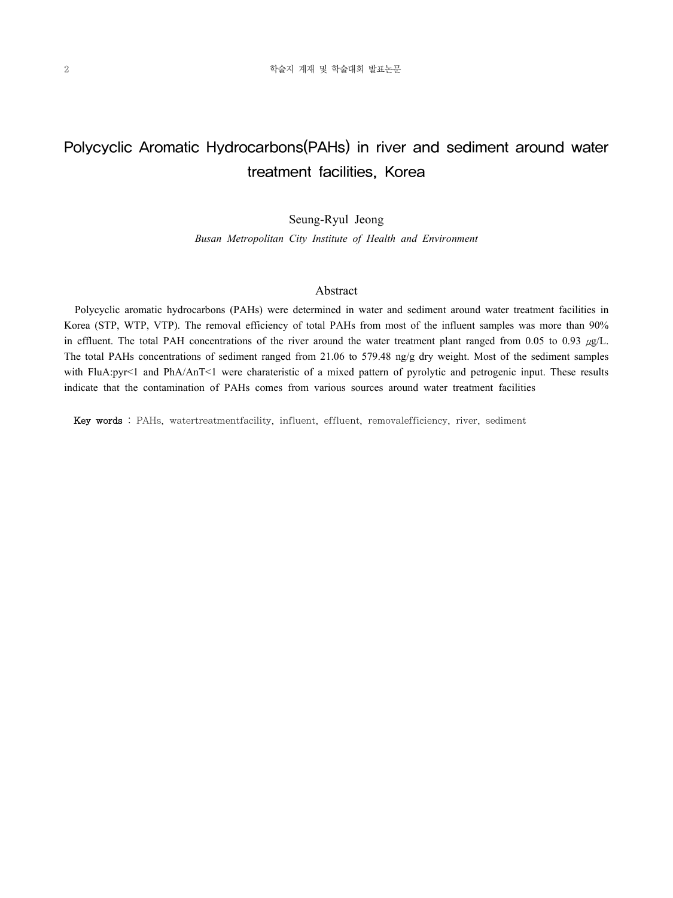# Polycyclic Aromatic Hydrocarbons(PAHs) in river and sediment around water treatment facilities, Korea

Seung-Ryul Jeong

*Busan Metropolitan City Institute of Health and Environment*

## Abstract

Polycyclic aromatic hydrocarbons (PAHs) were determined in water and sediment around water treatment facilities in Korea (STP, WTP, VTP). The removal efficiency of total PAHs from most of the influent samples was more than 90% in effluent. The total PAH concentrations of the river around the water treatment plant ranged from 0.05 to 0.93 μg/L. The total PAHs concentrations of sediment ranged from 21.06 to 579.48 ng/g dry weight. Most of the sediment samples with FluA:pyr<1 and PhA/AnT<1 were charateristic of a mixed pattern of pyrolytic and petrogenic input. These results indicate that the contamination of PAHs comes from various sources around water treatment facilities

**Key words** : PAHs, watertreatmentfacility, influent, effluent, removalefficiency, river, sediment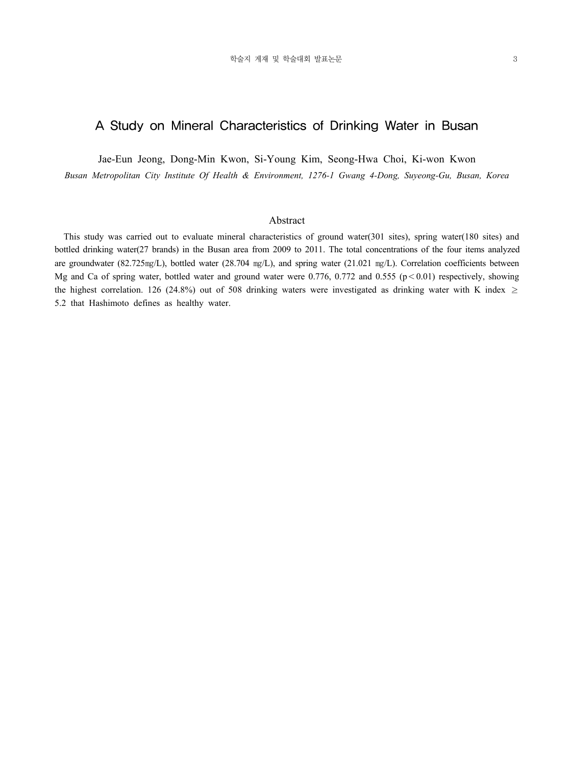# A Study on Mineral Characteristics of Drinking Water in Busan

Jae-Eun Jeong, Dong-Min Kwon, Si-Young Kim, Seong-Hwa Choi, Ki-won Kwon

*Busan Metropolitan City Institute Of Health & Environment, 1276-1 Gwang 4-Dong, Suyeong-Gu, Busan, Korea*

## Abstract

This study was carried out to evaluate mineral characteristics of ground water(301 sites), spring water(180 sites) and bottled drinking water(27 brands) in the Busan area from 2009 to 2011. The total concentrations of the four items analyzed are groundwater (82.725㎎/L), bottled water (28.704 ㎎/L), and spring water (21.021 ㎎/L). Correlation coefficients between Mg and Ca of spring water, bottled water and ground water were 0.776, 0.772 and 0.555 ($p < 0.01$) respectively, showing the highest correlation. 126 (24.8%) out of 508 drinking waters were investigated as drinking water with K index $\geq$ 5.2 that Hashimoto defines as healthy water.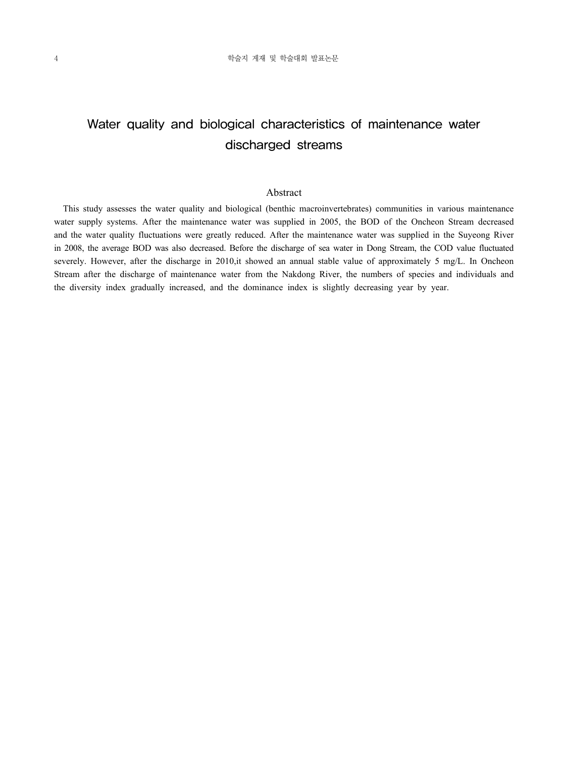# Water quality and biological characteristics of maintenance water discharged streams

## Abstract

This study assesses the water quality and biological (benthic macroinvertebrates) communities in various maintenance water supply systems. After the maintenance water was supplied in 2005, the BOD of the Oncheon Stream decreased and the water quality fluctuations were greatly reduced. After the maintenance water was supplied in the Suyeong River in 2008, the average BOD was also decreased. Before the discharge of sea water in Dong Stream, the COD value fluctuated severely. However, after the discharge in 2010,it showed an annual stable value of approximately 5 mg/L. In Oncheon Stream after the discharge of maintenance water from the Nakdong River, the numbers of species and individuals and the diversity index gradually increased, and the dominance index is slightly decreasing year by year.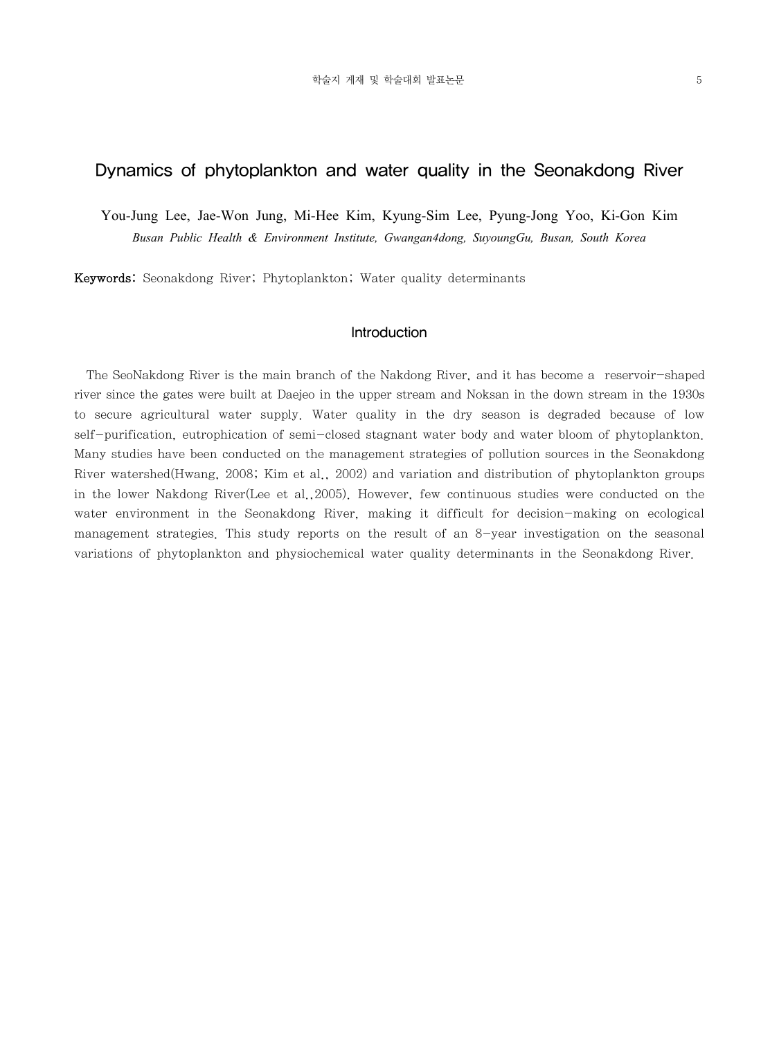# Dynamics of phytoplankton and water quality in the Seonakdong River

You-Jung Lee, Jae-Won Jung, Mi-Hee Kim, Kyung-Sim Lee, Pyung-Jong Yoo, Ki-Gon Kim

*Busan Public Health & Environment Institute, Gwangan4dong, SuyoungGu, Busan, South Korea*

**Keywords**: Seonakdong River; Phytoplankton; Water quality determinants

## Introduction

The SeoNakdong River is the main branch of the Nakdong River, and it has become a reservoir-shaped river since the gates were built at Daejeo in the upper stream and Noksan in the down stream in the 1930s to secure agricultural water supply. Water quality in the dry season is degraded because of low self-purification, eutrophication of semi-closed stagnant water body and water bloom of phytoplankton. Many studies have been conducted on the management strategies of pollution sources in the Seonakdong River watershed(Hwang, 2008; Kim et al., 2002) and variation and distribution of phytoplankton groups in the lower Nakdong River(Lee et al.,2005). However, few continuous studies were conducted on the water environment in the Seonakdong River, making it difficult for decision-making on ecological management strategies. This study reports on the result of an 8-year investigation on the seasonal variations of phytoplankton and physiochemical water quality determinants in the Seonakdong River.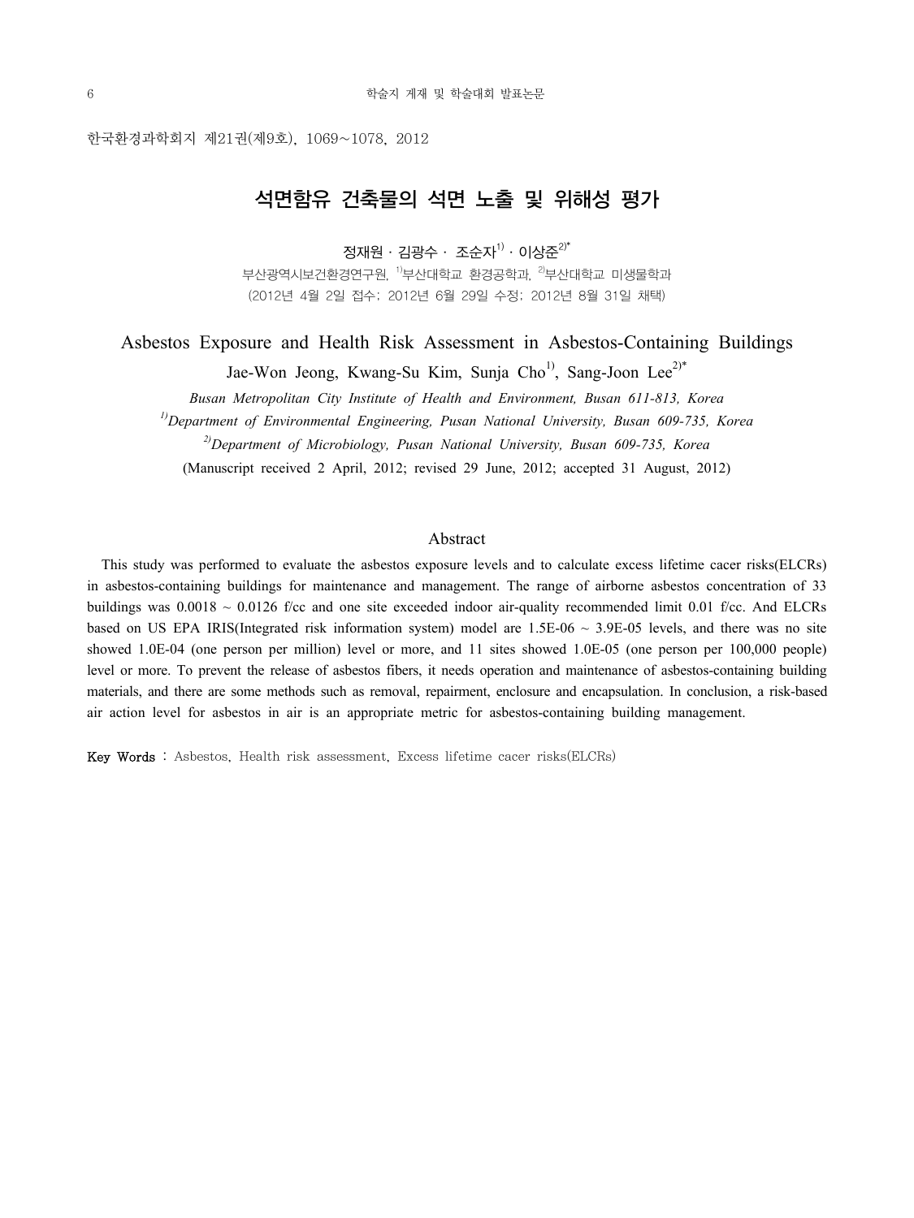한국환경과학회지 제21권(제9호), 1069~1078, 2012

# 석면함유 건축물의 석면 노출 및 위해성 평가

정재원 · 김광수 · 조순자[1] · 이상준[2)*]

부산광역시보건환경연구원, [1)]부산대학교 환경공학과, [2)]부산대학교 미생물학과

(2012년 4월 2일 접수; 2012년 6월 29일 수정; 2012년 8월 31일 채택)

# Asbestos Exposure and Health Risk Assessment in Asbestos-Containing Buildings

Jae-Won Jeong, Kwang-Su Kim, Sunja Cho[1)], Sang-Joon Lee[2)*]

*Busan Metropolitan City Institute of Health and Environment, Busan 611-813, Korea*

*[1)]Department of Environmental Engineering, Pusan National University, Busan 609-735, Korea*

*[2)]Department of Microbiology, Pusan National University, Busan 609-735, Korea*

(Manuscript received 2 April, 2012; revised 29 June, 2012; accepted 31 August, 2012)

## Abstract

This study was performed to evaluate the asbestos exposure levels and to calculate excess lifetime cacer risks(ELCRs) in asbestos-containing buildings for maintenance and management. The range of airborne asbestos concentration of 33 buildings was 0.0018 ~ 0.0126 f/cc and one site exceeded indoor air-quality recommended limit 0.01 f/cc. And ELCRs based on US EPA IRIS(Integrated risk information system) model are 1.5E-06 ~ 3.9E-05 levels, and there was no site showed 1.0E-04 (one person per million) level or more, and 11 sites showed 1.0E-05 (one person per 100,000 people) level or more. To prevent the release of asbestos fibers, it needs operation and maintenance of asbestos-containing building materials, and there are some methods such as removal, repairment, enclosure and encapsulation. In conclusion, a risk-based air action level for asbestos in air is an appropriate metric for asbestos-containing building management.

**Key Words** : Asbestos, Health risk assessment, Excess lifetime cacer risks(ELCRs)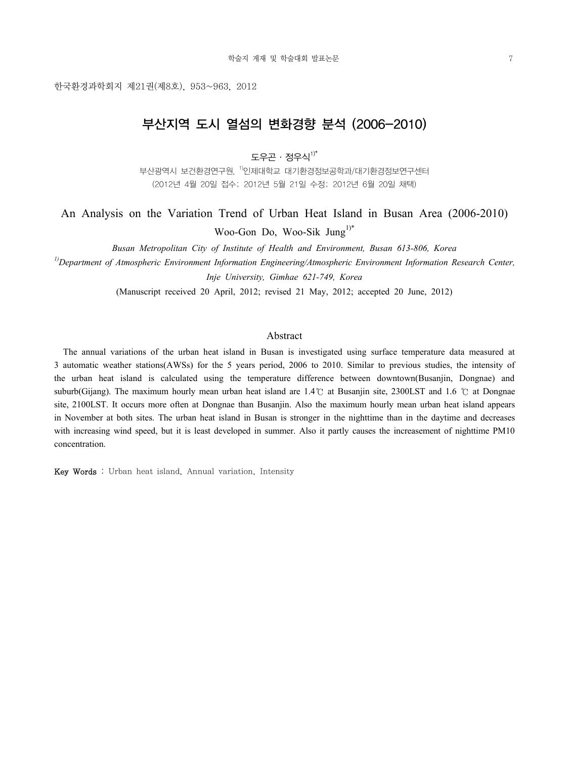한국환경과학회지 제21권(제8호), 953~963, 2012

# 부산지역 도시 열섬의 변화경향 분석 (2006-2010)

도우곤 · 정우식[1)*]

부산광역시 보건환경연구원, [1)]인제대학교 대기환경정보공학과/대기환경정보연구센터

(2012년 4월 20일 접수; 2012년 5월 21일 수정; 2012년 6월 20일 채택)

# An Analysis on the Variation Trend of Urban Heat Island in Busan Area (2006-2010)

Woo-Gon Do, Woo-Sik Jung[1)*]

*Busan Metropolitan City of Institute of Health and Environment, Busan 613-806, Korea*

*[1)]Department of Atmospheric Environment Information Engineering/Atmospheric Environment Information Research Center, Inje University, Gimhae 621-749, Korea*

(Manuscript received 20 April, 2012; revised 21 May, 2012; accepted 20 June, 2012)

## Abstract

The annual variations of the urban heat island in Busan is investigated using surface temperature data measured at 3 automatic weather stations(AWSs) for the 5 years period, 2006 to 2010. Similar to previous studies, the intensity of the urban heat island is calculated using the temperature difference between downtown(Busanjin, Dongnae) and suburb(Gijang). The maximum hourly mean urban heat island are 1.4℃ at Busanjin site, 2300LST and 1.6 ℃ at Dongnae site, 2100LST. It occurs more often at Dongnae than Busanjin. Also the maximum hourly mean urban heat island appears in November at both sites. The urban heat island in Busan is stronger in the nighttime than in the daytime and decreases with increasing wind speed, but it is least developed in summer. Also it partly causes the increasement of nighttime PM10 concentration.

**Key Words** : Urban heat island, Annual variation, Intensity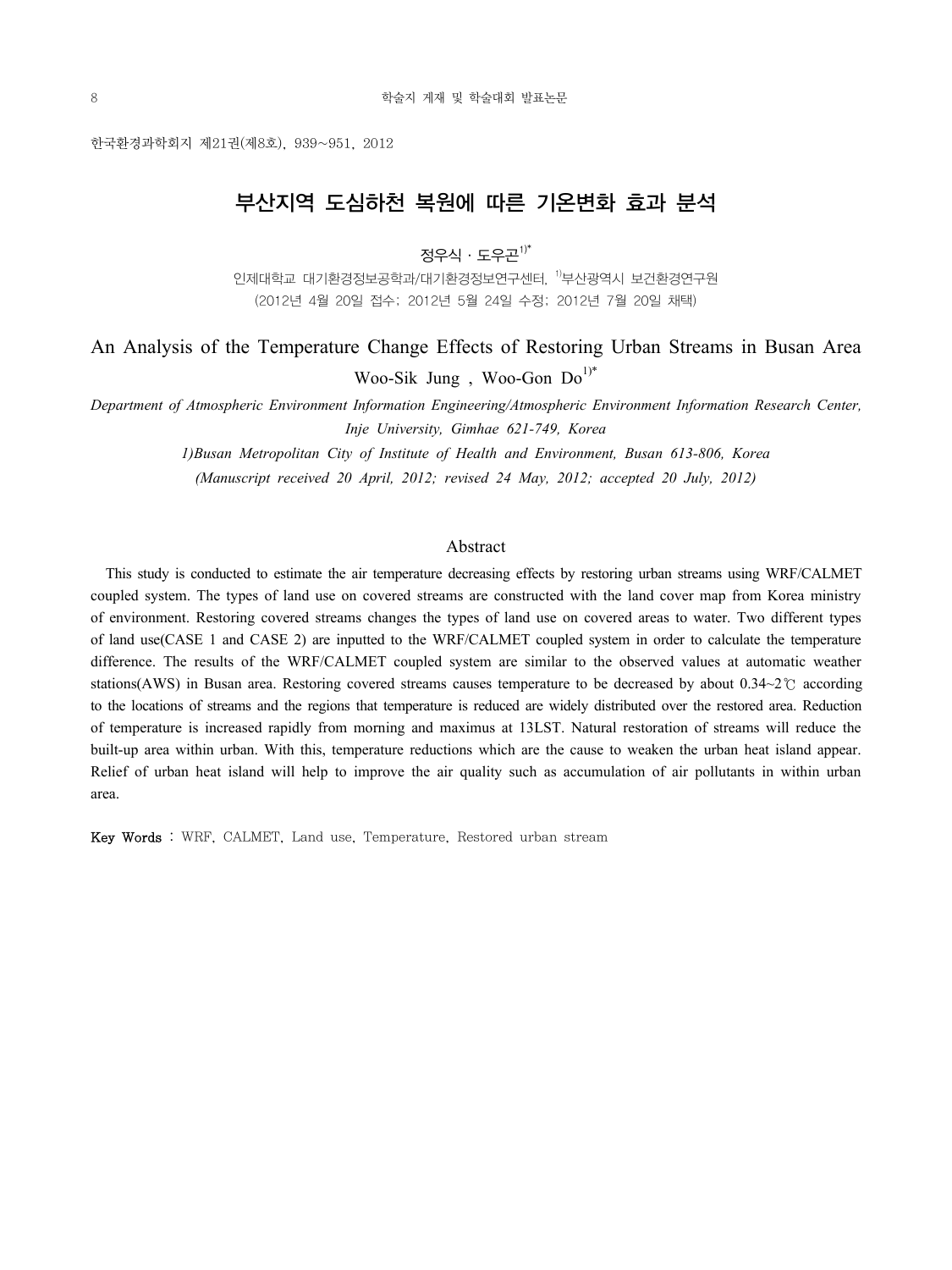한국환경과학회지 제21권(제8호), 939~951, 2012

# 부산지역 도심하천 복원에 따른 기온변화 효과 분석

정우식 · 도우곤[1)*]

인제대학교 대기환경정보공학과/대기환경정보연구센터, [1)]부산광역시 보건환경연구원

(2012년 4월 20일 접수; 2012년 5월 24일 수정; 2012년 7월 20일 채택)

# An Analysis of the Temperature Change Effects of Restoring Urban Streams in Busan Area

Woo-Sik Jung , Woo-Gon Do[1)*]

*Department of Atmospheric Environment Information Engineering/Atmospheric Environment Information Research Center, Inje University, Gimhae 621-749, Korea*

*1)Busan Metropolitan City of Institute of Health and Environment, Busan 613-806, Korea*

*(Manuscript received 20 April, 2012; revised 24 May, 2012; accepted 20 July, 2012)*

## Abstract

This study is conducted to estimate the air temperature decreasing effects by restoring urban streams using WRF/CALMET coupled system. The types of land use on covered streams are constructed with the land cover map from Korea ministry of environment. Restoring covered streams changes the types of land use on covered areas to water. Two different types of land use(CASE 1 and CASE 2) are inputted to the WRF/CALMET coupled system in order to calculate the temperature difference. The results of the WRF/CALMET coupled system are similar to the observed values at automatic weather stations(AWS) in Busan area. Restoring covered streams causes temperature to be decreased by about 0.34~2℃ according to the locations of streams and the regions that temperature is reduced are widely distributed over the restored area. Reduction of temperature is increased rapidly from morning and maximus at 13LST. Natural restoration of streams will reduce the built-up area within urban. With this, temperature reductions which are the cause to weaken the urban heat island appear. Relief of urban heat island will help to improve the air quality such as accumulation of air pollutants in within urban area.

**Key Words** : WRF, CALMET, Land use, Temperature, Restored urban stream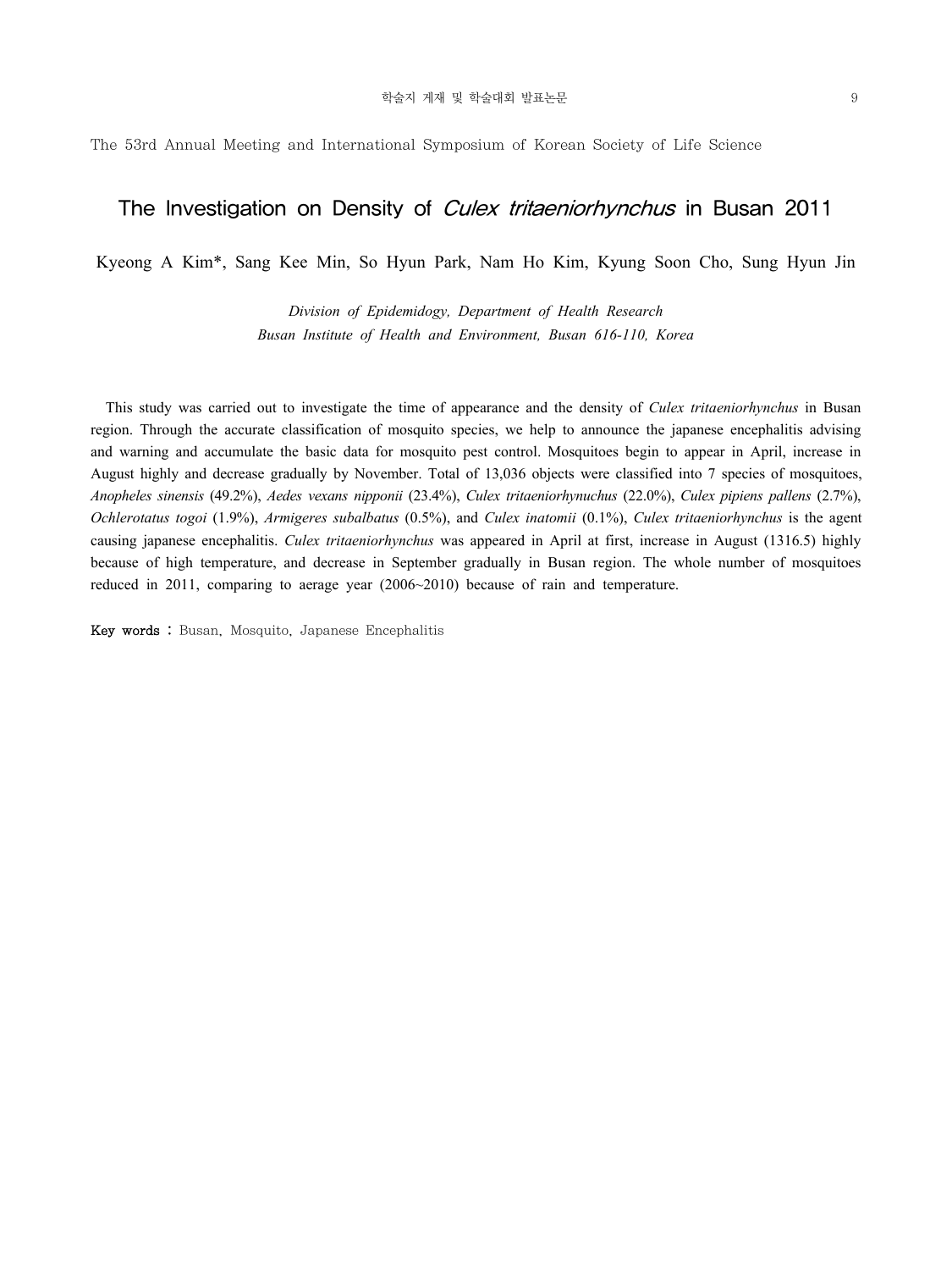The 53rd Annual Meeting and International Symposium of Korean Society of Life Science

# The Investigation on Density of *Culex tritaeniorhynchus* in Busan 2011

Kyeong A Kim*, Sang Kee Min, So Hyun Park, Nam Ho Kim, Kyung Soon Cho, Sung Hyun Jin

*Division of Epidemidogy, Department of Health Research*
*Busan Institute of Health and Environment, Busan 616-110, Korea*

This study was carried out to investigate the time of appearance and the density of *Culex tritaeniorhynchus* in Busan region. Through the accurate classification of mosquito species, we help to announce the japanese encephalitis advising and warning and accumulate the basic data for mosquito pest control. Mosquitoes begin to appear in April, increase in August highly and decrease gradually by November. Total of 13,036 objects were classified into 7 species of mosquitoes, *Anopheles sinensis* (49.2%), *Aedes vexans nipponii* (23.4%), *Culex tritaeniorhynuchus* (22.0%), *Culex pipiens pallens* (2.7%), *Ochlerotatus togoi* (1.9%), *Armigeres subalbatus* (0.5%), and *Culex inatomii* (0.1%), *Culex tritaeniorhynchus* is the agent causing japanese encephalitis. *Culex tritaeniorhynchus* was appeared in April at first, increase in August (1316.5) highly because of high temperature, and decrease in September gradually in Busan region. The whole number of mosquitoes reduced in 2011, comparing to aerage year (2006~2010) because of rain and temperature.

**Key words** : Busan, Mosquito, Japanese Encephalitis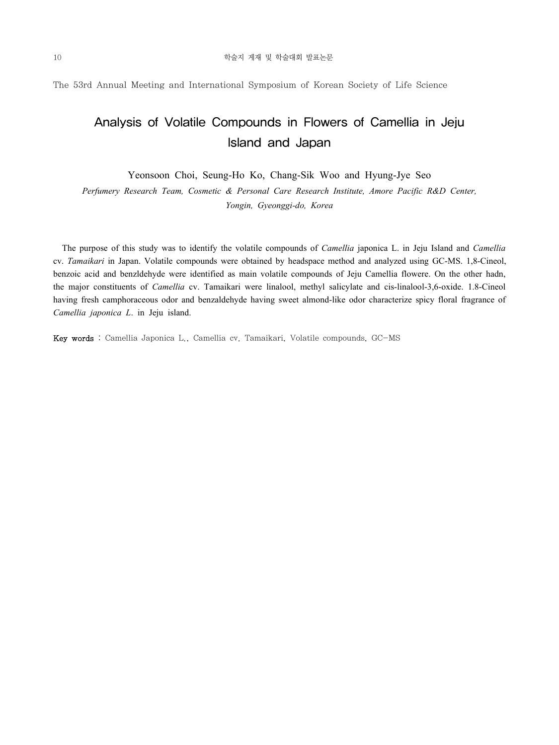The 53rd Annual Meeting and International Symposium of Korean Society of Life Science

# Analysis of Volatile Compounds in Flowers of Camellia in Jeju Island and Japan

Yeonsoon Choi, Seung-Ho Ko, Chang-Sik Woo and Hyung-Jye Seo

*Perfumery Research Team, Cosmetic & Personal Care Research Institute, Amore Pacific R&D Center, Yongin, Gyeonggi-do, Korea*

The purpose of this study was to identify the volatile compounds of *Camellia* japonica L. in Jeju Island and *Camellia* cv. *Tamaikari* in Japan. Volatile compounds were obtained by headspace method and analyzed using GC-MS. 1,8-Cineol, benzoic acid and benzldehyde were identified as main volatile compounds of Jeju Camellia flowere. On the other hadn, the major constituents of *Camellia* cv. Tamaikari were linalool, methyl salicylate and cis-linalool-3,6-oxide. 1.8-Cineol having fresh camphoraceous odor and benzaldehyde having sweet almond-like odor characterize spicy floral fragrance of *Camellia japonica L*. in Jeju island.

**Key words** : Camellia Japonica L., Camellia cv. Tamaikari, Volatile compounds, GC-MS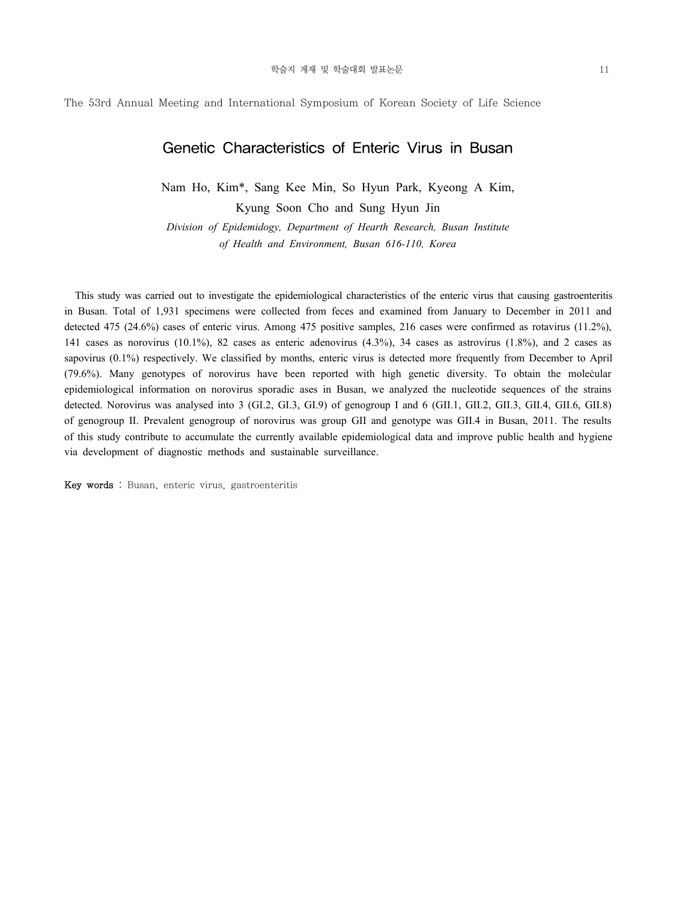The 53rd Annual Meeting and International Symposium of Korean Society of Life Science

# Genetic Characteristics of Enteric Virus in Busan

Nam Ho, Kim*, Sang Kee Min, So Hyun Park, Kyeong A Kim, Kyung Soon Cho and Sung Hyun Jin

*Division of Epidemidogy, Department of Hearth Research, Busan Institute of Health and Environment, Busan 616-110, Korea*

This study was carried out to investigate the epidemiological characteristics of the enteric virus that causing gastroenteritis in Busan. Total of 1,931 specimens were collected from feces and examined from January to December in 2011 and detected 475 (24.6%) cases of enteric virus. Among 475 positive samples, 216 cases were confirmed as rotavirus (11.2%), 141 cases as norovirus (10.1%), 82 cases as enteric adenovirus (4.3%), 34 cases as astrovirus (1.8%), and 2 cases as sapovirus (0.1%) respectively. We classified by months, enteric virus is detected more frequently from December to April (79.6%). Many genotypes of norovirus have been reported with high genetic diversity. To obtain the molecular epidemiological information on norovirus sporadic ases in Busan, we analyzed the nucleotide sequences of the strains detected. Norovirus was analysed into 3 (GI.2, GI.3, GI.9) of genogroup I and 6 (GII.1, GII.2, GII.3, GII.4, GII.6, GII.8) of genogroup II. Prevalent genogroup of norovirus was group GII and genotype was GII.4 in Busan, 2011. The results of this study contribute to accumulate the currently available epidemiological data and improve public health and hygiene via development of diagnostic methods and sustainable surveillance.

**Key words** : Busan, enteric virus, gastroenteritis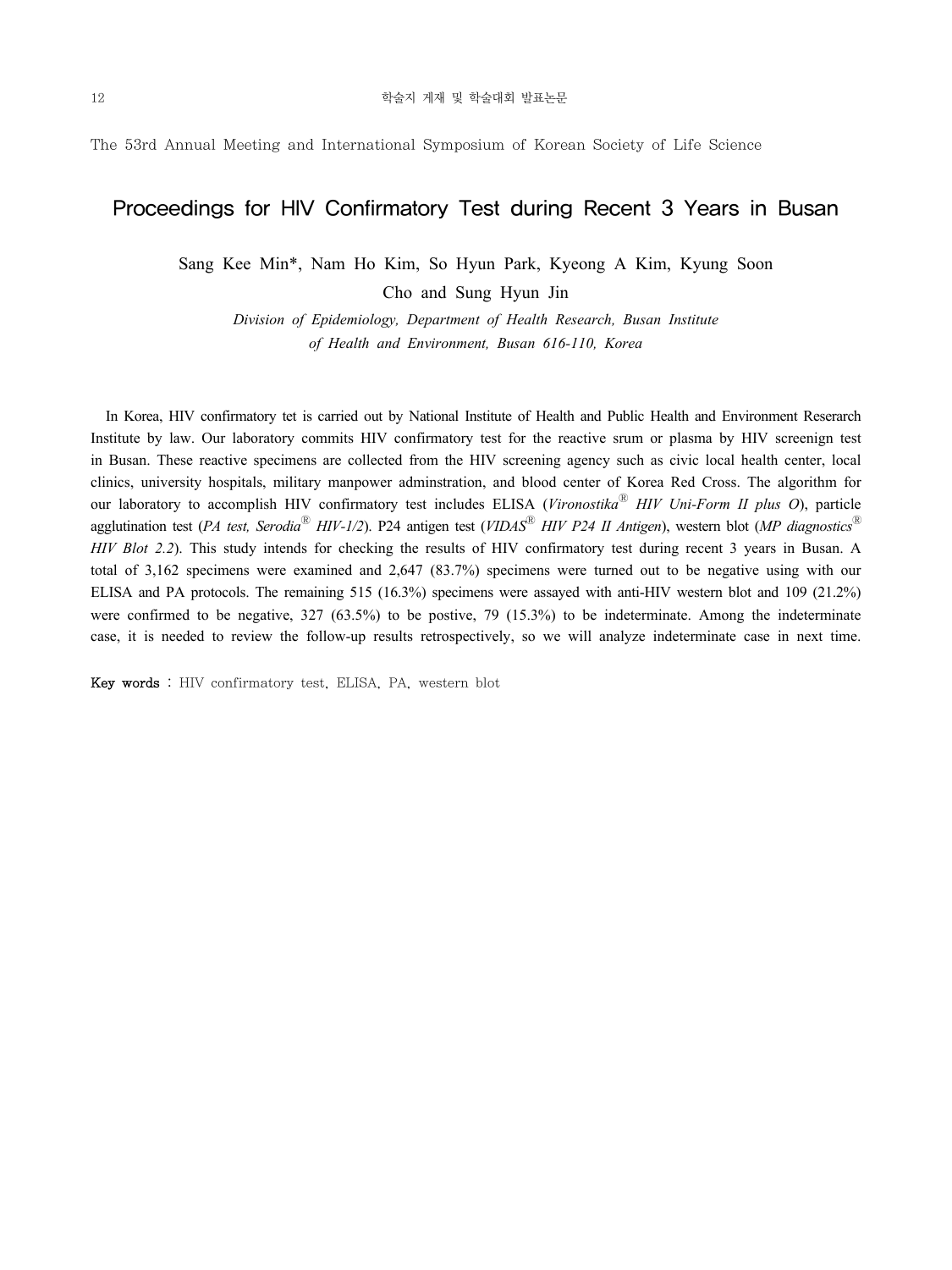The 53rd Annual Meeting and International Symposium of Korean Society of Life Science

# Proceedings for HIV Confirmatory Test during Recent 3 Years in Busan

Sang Kee Min*, Nam Ho Kim, So Hyun Park, Kyeong A Kim, Kyung Soon Cho and Sung Hyun Jin

*Division of Epidemiology, Department of Health Research, Busan Institute of Health and Environment, Busan 616-110, Korea*

In Korea, HIV confirmatory tet is carried out by National Institute of Health and Public Health and Environment Reserarch Institute by law. Our laboratory commits HIV confirmatory test for the reactive srum or plasma by HIV screenign test in Busan. These reactive specimens are collected from the HIV screening agency such as civic local health center, local clinics, university hospitals, military manpower adminstration, and blood center of Korea Red Cross. The algorithm for our laboratory to accomplish HIV confirmatory test includes ELISA (*Vironostika® HIV Uni-Form II plus O*), particle agglutination test (*PA test, Serodia® HIV-1/2*). P24 antigen test (*VIDAS® HIV P24 II Antigen*), western blot (*MP diagnostics® HIV Blot 2.2*). This study intends for checking the results of HIV confirmatory test during recent 3 years in Busan. A total of 3,162 specimens were examined and 2,647 (83.7%) specimens were turned out to be negative using with our ELISA and PA protocols. The remaining 515 (16.3%) specimens were assayed with anti-HIV western blot and 109 (21.2%) were confirmed to be negative, 327 (63.5%) to be postive, 79 (15.3%) to be indeterminate. Among the indeterminate case, it is needed to review the follow-up results retrospectively, so we will analyze indeterminate case in next time.

**Key words** : HIV confirmatory test, ELISA, PA, western blot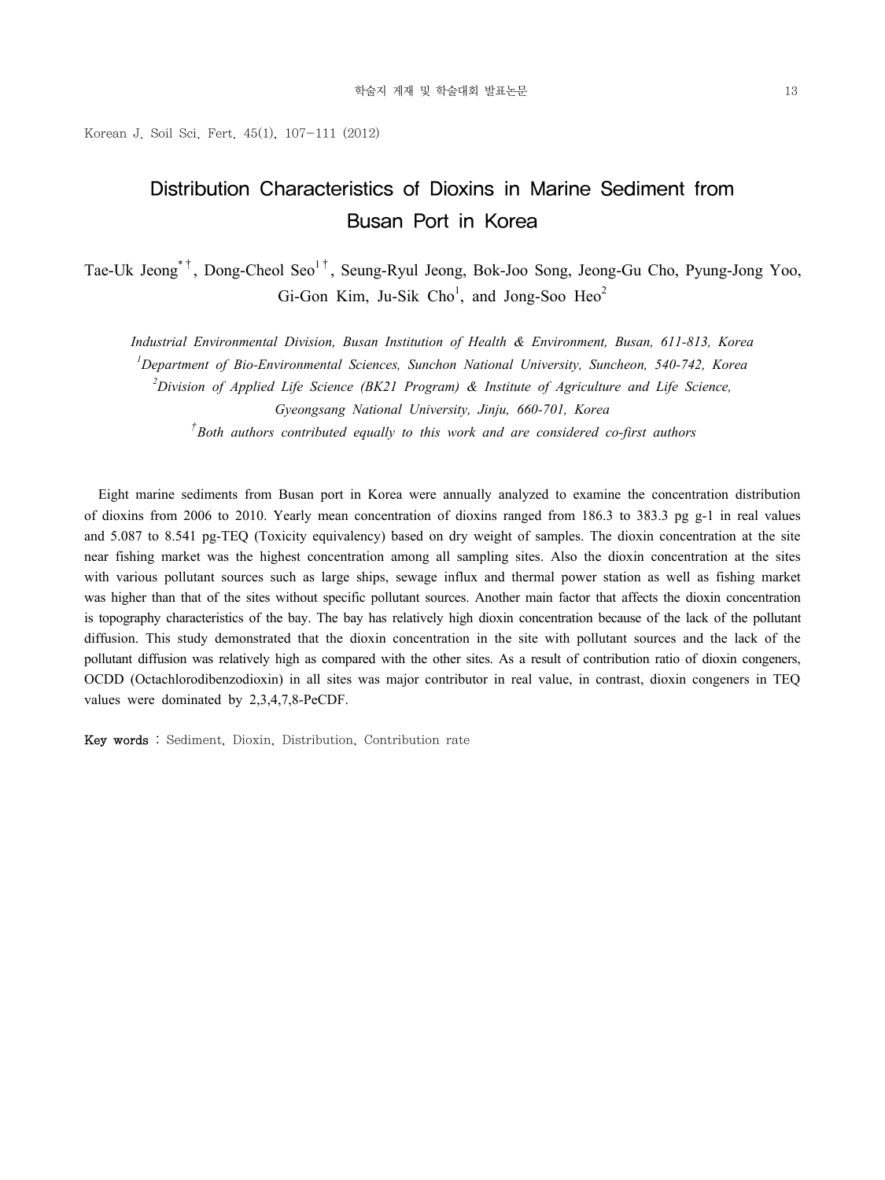Korean J. Soil Sci. Fert. 45(1), 107-111 (2012)

# Distribution Characteristics of Dioxins in Marine Sediment from Busan Port in Korea

Tae-Uk Jeong[*†], Dong-Cheol Seo[1†], Seung-Ryul Jeong, Bok-Joo Song, Jeong-Gu Cho, Pyung-Jong Yoo, Gi-Gon Kim, Ju-Sik Cho[1], and Jong-Soo Heo[2]

*Industrial Environmental Division, Busan Institution of Health & Environment, Busan, 611-813, Korea*

*[1]Department of Bio-Environmental Sciences, Sunchon National University, Suncheon, 540-742, Korea*

*[2]Division of Applied Life Science (BK21 Program) & Institute of Agriculture and Life Science, Gyeongsang National University, Jinju, 660-701, Korea*

*[†]Both authors contributed equally to this work and are considered co-first authors*

Eight marine sediments from Busan port in Korea were annually analyzed to examine the concentration distribution of dioxins from 2006 to 2010. Yearly mean concentration of dioxins ranged from 186.3 to 383.3 pg g-1 in real values and 5.087 to 8.541 pg-TEQ (Toxicity equivalency) based on dry weight of samples. The dioxin concentration at the site near fishing market was the highest concentration among all sampling sites. Also the dioxin concentration at the sites with various pollutant sources such as large ships, sewage influx and thermal power station as well as fishing market was higher than that of the sites without specific pollutant sources. Another main factor that affects the dioxin concentration is topography characteristics of the bay. The bay has relatively high dioxin concentration because of the lack of the pollutant diffusion. This study demonstrated that the dioxin concentration in the site with pollutant sources and the lack of the pollutant diffusion was relatively high as compared with the other sites. As a result of contribution ratio of dioxin congeners, OCDD (Octachlorodibenzodioxin) in all sites was major contributor in real value, in contrast, dioxin congeners in TEQ values were dominated by 2,3,4,7,8-PeCDF.

**Key words** : Sediment, Dioxin, Distribution, Contribution rate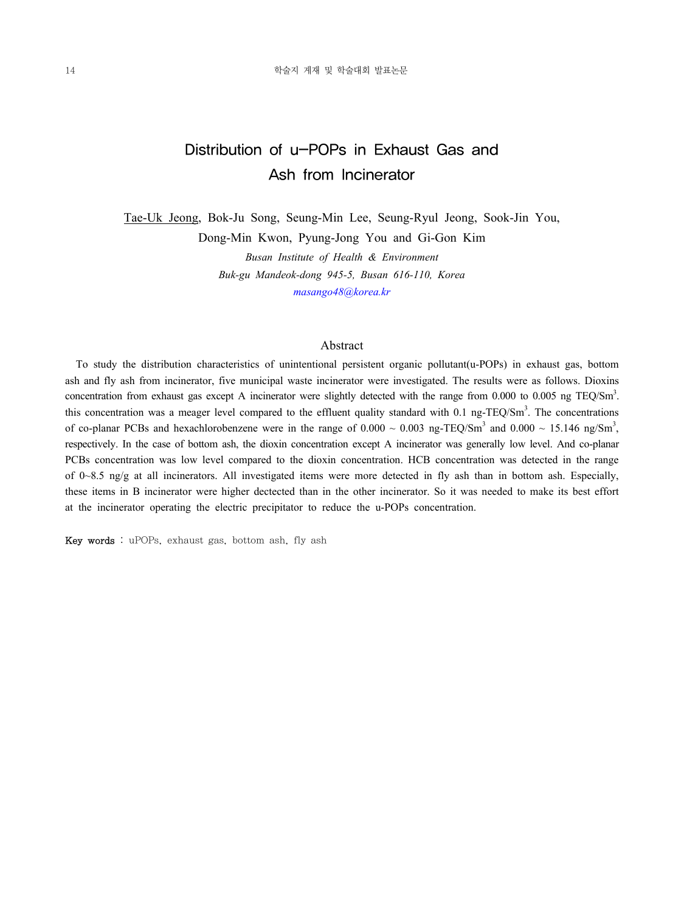# Distribution of u-POPs in Exhaust Gas and Ash from Incinerator

Tae-Uk Jeong, Bok-Ju Song, Seung-Min Lee, Seung-Ryul Jeong, Sook-Jin You, Dong-Min Kwon, Pyung-Jong You and Gi-Gon Kim

*Busan Institute of Health & Environment*

*Buk-gu Mandeok-dong 945-5, Busan 616-110, Korea*

*masango48@korea.kr*

## Abstract

To study the distribution characteristics of unintentional persistent organic pollutant(u-POPs) in exhaust gas, bottom ash and fly ash from incinerator, five municipal waste incinerator were investigated. The results were as follows. Dioxins concentration from exhaust gas except A incinerator were slightly detected with the range from 0.000 to 0.005 ng TEQ/$Sm^3$. this concentration was a meager level compared to the effluent quality standard with 0.1 ng-TEQ/$Sm^3$. The concentrations of co-planar PCBs and hexachlorobenzene were in the range of 0.000 ~ 0.003 ng-TEQ/$Sm^3$ and 0.000 ~ 15.146 ng/$Sm^3$, respectively. In the case of bottom ash, the dioxin concentration except A incinerator was generally low level. And co-planar PCBs concentration was low level compared to the dioxin concentration. HCB concentration was detected in the range of 0~8.5 ng/g at all incinerators. All investigated items were more detected in fly ash than in bottom ash. Especially, these items in B incinerator were higher dectected than in the other incinerator. So it was needed to make its best effort at the incinerator operating the electric precipitator to reduce the u-POPs concentration.

**Key words** : uPOPs, exhaust gas, bottom ash, fly ash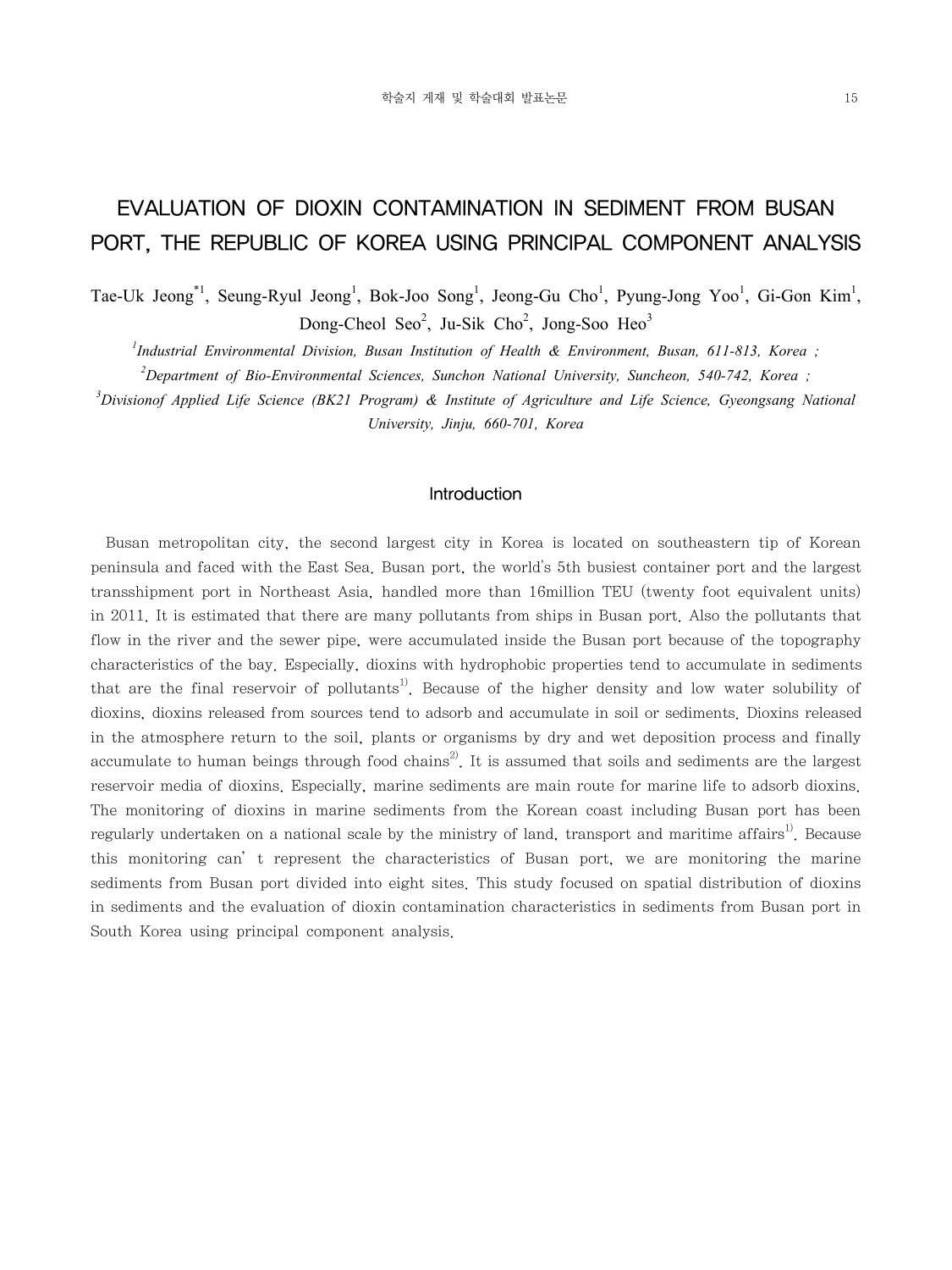# EVALUATION OF DIOXIN CONTAMINATION IN SEDIMENT FROM BUSAN PORT, THE REPUBLIC OF KOREA USING PRINCIPAL COMPONENT ANALYSIS

Tae-Uk Jeong[*1], Seung-Ryul Jeong[1], Bok-Joo Song[1], Jeong-Gu Cho[1], Pyung-Jong Yoo[1], Gi-Gon Kim[1], Dong-Cheol Seo[2], Ju-Sik Cho[2], Jong-Soo Heo[3]

[1]*Industrial Environmental Division, Busan Institution of Health & Environment, Busan, 611-813, Korea ;*

[2]*Department of Bio-Environmental Sciences, Sunchon National University, Suncheon, 540-742, Korea ;*

[3]*Divisionof Applied Life Science (BK21 Program) & Institute of Agriculture and Life Science, Gyeongsang National University, Jinju, 660-701, Korea*

## Introduction

Busan metropolitan city, the second largest city in Korea is located on southeastern tip of Korean peninsula and faced with the East Sea. Busan port, the world's 5th busiest container port and the largest transshipment port in Northeast Asia, handled more than 16million TEU (twenty foot equivalent units) in 2011. It is estimated that there are many pollutants from ships in Busan port. Also the pollutants that flow in the river and the sewer pipe, were accumulated inside the Busan port because of the topography characteristics of the bay. Especially, dioxins with hydrophobic properties tend to accumulate in sediments that are the final reservoir of pollutants[1)]. Because of the higher density and low water solubility of dioxins, dioxins released from sources tend to adsorb and accumulate in soil or sediments. Dioxins released in the atmosphere return to the soil, plants or organisms by dry and wet deposition process and finally accumulate to human beings through food chains[2)]. It is assumed that soils and sediments are the largest reservoir media of dioxins. Especially, marine sediments are main route for marine life to adsorb dioxins. The monitoring of dioxins in marine sediments from the Korean coast including Busan port has been regularly undertaken on a national scale by the ministry of land, transport and maritime affairs[1)]. Because this monitoring can' t represent the characteristics of Busan port, we are monitoring the marine sediments from Busan port divided into eight sites. This study focused on spatial distribution of dioxins in sediments and the evaluation of dioxin contamination characteristics in sediments from Busan port in South Korea using principal component analysis.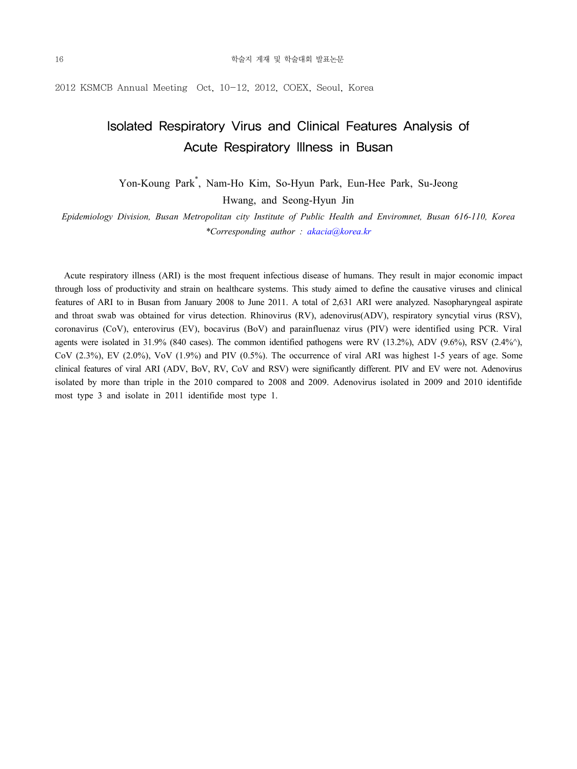2012 KSMCB Annual Meeting  Oct, 10-12, 2012, COEX, Seoul, Korea

# Isolated Respiratory Virus and Clinical Features Analysis of Acute Respiratory Illness in Busan

Yon-Koung Park*, Nam-Ho Kim, So-Hyun Park, Eun-Hee Park, Su-Jeong Hwang, and Seong-Hyun Jin

*Epidemiology Division, Busan Metropolitan city Institute of Public Health and Enviromnet, Busan 616-110, Korea*

**Corresponding author : akacia@korea.kr*

Acute respiratory illness (ARI) is the most frequent infectious disease of humans. They result in major economic impact through loss of productivity and strain on healthcare systems. This study aimed to define the causative viruses and clinical features of ARI to in Busan from January 2008 to June 2011. A total of 2,631 ARI were analyzed. Nasopharyngeal aspirate and throat swab was obtained for virus detection. Rhinovirus (RV), adenovirus(ADV), respiratory syncytial virus (RSV), coronavirus (CoV), enterovirus (EV), bocavirus (BoV) and parainfluenaz virus (PIV) were identified using PCR. Viral agents were isolated in 31.9% (840 cases). The common identified pathogens were RV (13.2%), ADV (9.6%), RSV (2.4%^), CoV (2.3%), EV (2.0%), VoV (1.9%) and PIV (0.5%). The occurrence of viral ARI was highest 1-5 years of age. Some clinical features of viral ARI (ADV, BoV, RV, CoV and RSV) were significantly different. PIV and EV were not. Adenovirus isolated by more than triple in the 2010 compared to 2008 and 2009. Adenovirus isolated in 2009 and 2010 identifide most type 3 and isolate in 2011 identifide most type 1.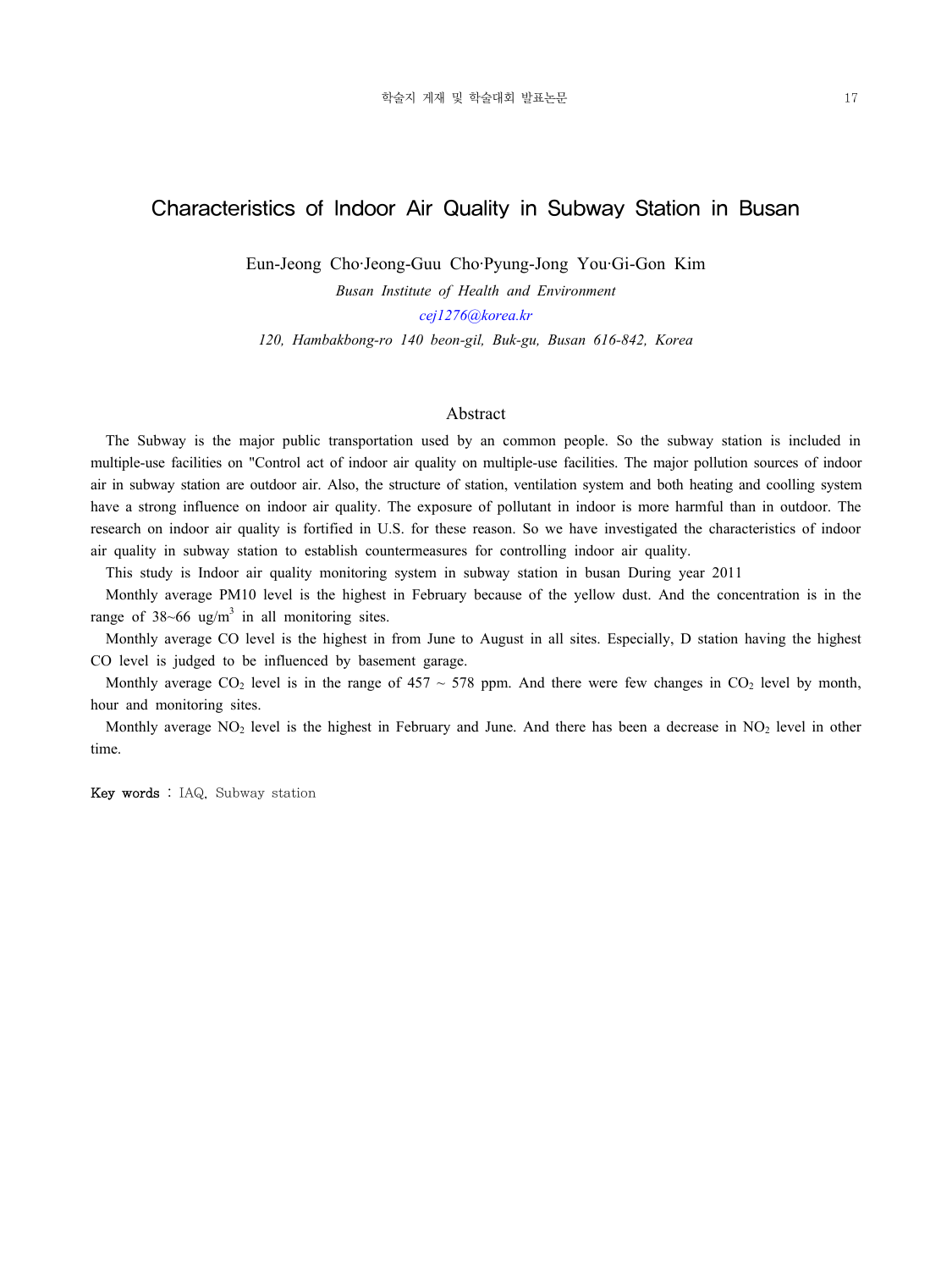# Characteristics of Indoor Air Quality in Subway Station in Busan

Eun-Jeong Cho·Jeong-Guu Cho·Pyung-Jong You·Gi-Gon Kim

*Busan Institute of Health and Environment*

*cej1276@korea.kr*

*120, Hambakbong-ro 140 beon-gil, Buk-gu, Busan 616-842, Korea*

## Abstract

The Subway is the major public transportation used by an common people. So the subway station is included in multiple-use facilities on "Control act of indoor air quality on multiple-use facilities. The major pollution sources of indoor air in subway station are outdoor air. Also, the structure of station, ventilation system and both heating and coolling system have a strong influence on indoor air quality. The exposure of pollutant in indoor is more harmful than in outdoor. The research on indoor air quality is fortified in U.S. for these reason. So we have investigated the characteristics of indoor air quality in subway station to establish countermeasures for controlling indoor air quality.

This study is Indoor air quality monitoring system in subway station in busan During year 2011

Monthly average PM10 level is the highest in February because of the yellow dust. And the concentration is in the range of 38~66 ug/$m^3$ in all monitoring sites.

Monthly average CO level is the highest in from June to August in all sites. Especially, D station having the highest CO level is judged to be influenced by basement garage.

Monthly average $CO_2$ level is in the range of 457 ~ 578 ppm. And there were few changes in $CO_2$ level by month, hour and monitoring sites.

Monthly average $NO_2$ level is the highest in February and June. And there has been a decrease in $NO_2$ level in other time.

**Key words** : IAQ, Subway station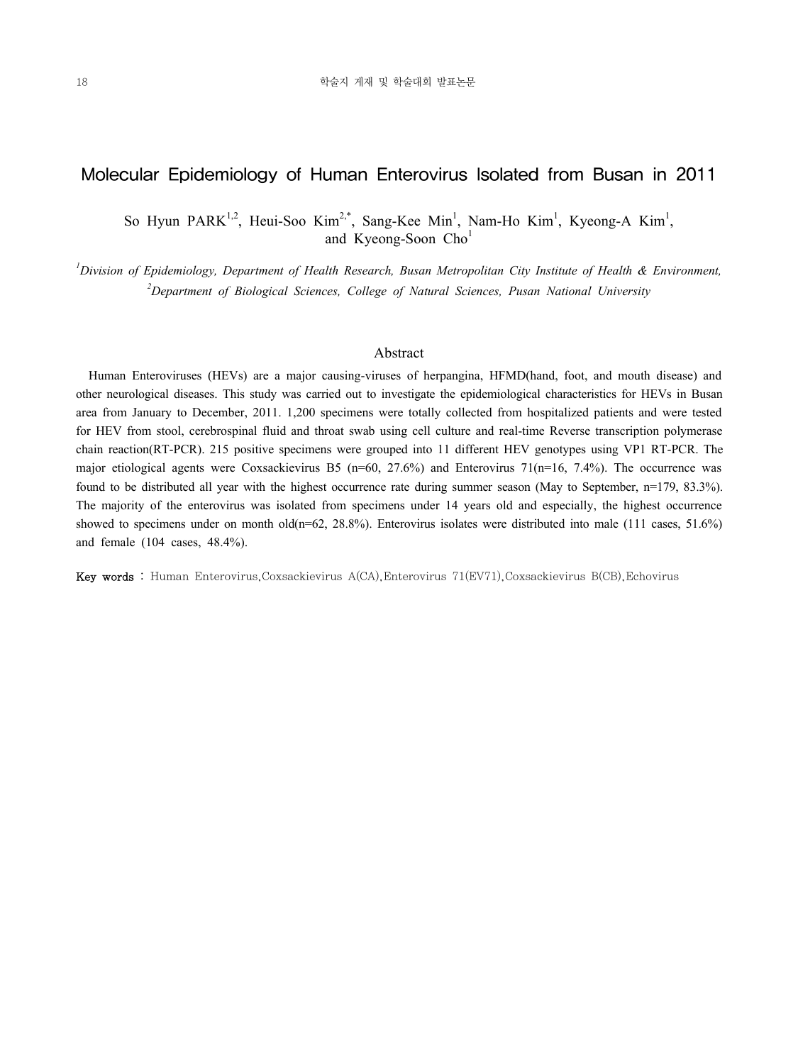# Molecular Epidemiology of Human Enterovirus Isolated from Busan in 2011

So Hyun PARK[1,2], Heui-Soo Kim[2,*], Sang-Kee Min[1], Nam-Ho Kim[1], Kyeong-A Kim[1], and Kyeong-Soon Cho[1]

[1]*Division of Epidemiology, Department of Health Research, Busan Metropolitan City Institute of Health & Environment,*
[2]*Department of Biological Sciences, College of Natural Sciences, Pusan National University*

## Abstract

Human Enteroviruses (HEVs) are a major causing-viruses of herpangina, HFMD(hand, foot, and mouth disease) and other neurological diseases. This study was carried out to investigate the epidemiological characteristics for HEVs in Busan area from January to December, 2011. 1,200 specimens were totally collected from hospitalized patients and were tested for HEV from stool, cerebrospinal fluid and throat swab using cell culture and real-time Reverse transcription polymerase chain reaction(RT-PCR). 215 positive specimens were grouped into 11 different HEV genotypes using VP1 RT-PCR. The major etiological agents were Coxsackievirus B5 (n=60, 27.6%) and Enterovirus 71(n=16, 7.4%). The occurrence was found to be distributed all year with the highest occurrence rate during summer season (May to September, n=179, 83.3%). The majority of the enterovirus was isolated from specimens under 14 years old and especially, the highest occurrence showed to specimens under on month old(n=62, 28.8%). Enterovirus isolates were distributed into male (111 cases, 51.6%) and female (104 cases, 48.4%).

**Key words** : Human Enterovirus,Coxsackievirus A(CA),Enterovirus 71(EV71),Coxsackievirus B(CB),Echovirus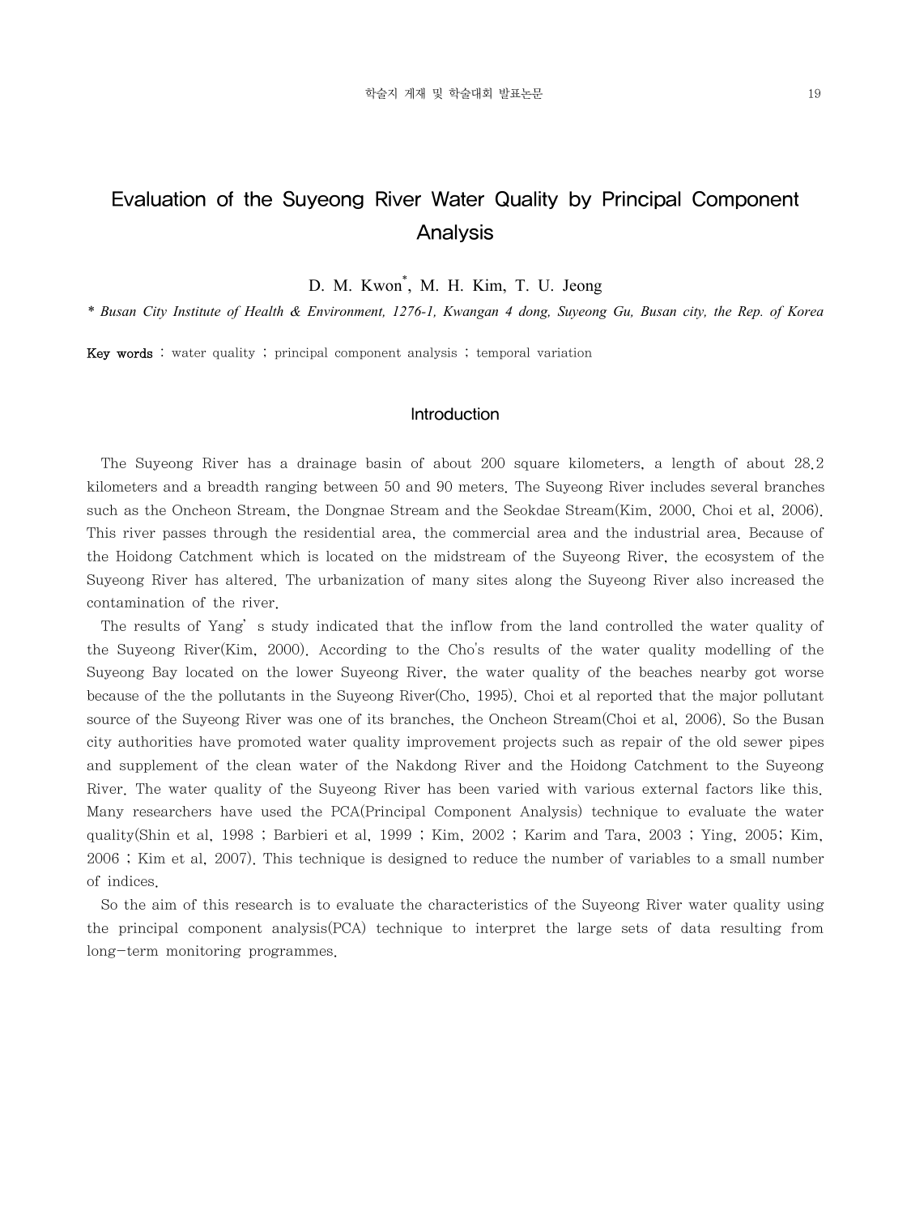# Evaluation of the Suyeong River Water Quality by Principal Component Analysis

D. M. Kwon[*], M. H. Kim, T. U. Jeong

*\* Busan City Institute of Health & Environment, 1276-1, Kwangan 4 dong, Suyeong Gu, Busan city, the Rep. of Korea*

**Key words** : water quality ; principal component analysis ; temporal variation

## Introduction

The Suyeong River has a drainage basin of about 200 square kilometers, a length of about 28.2 kilometers and a breadth ranging between 50 and 90 meters. The Suyeong River includes several branches such as the Oncheon Stream, the Dongnae Stream and the Seokdae Stream(Kim, 2000, Choi et al, 2006). This river passes through the residential area, the commercial area and the industrial area. Because of the Hoidong Catchment which is located on the midstream of the Suyeong River, the ecosystem of the Suyeong River has altered. The urbanization of many sites along the Suyeong River also increased the contamination of the river.

The results of Yang' s study indicated that the inflow from the land controlled the water quality of the Suyeong River(Kim, 2000). According to the Cho's results of the water quality modelling of the Suyeong Bay located on the lower Suyeong River, the water quality of the beaches nearby got worse because of the the pollutants in the Suyeong River(Cho, 1995). Choi et al reported that the major pollutant source of the Suyeong River was one of its branches, the Oncheon Stream(Choi et al, 2006). So the Busan city authorities have promoted water quality improvement projects such as repair of the old sewer pipes and supplement of the clean water of the Nakdong River and the Hoidong Catchment to the Suyeong River. The water quality of the Suyeong River has been varied with various external factors like this. Many researchers have used the PCA(Principal Component Analysis) technique to evaluate the water quality(Shin et al, 1998 ; Barbieri et al, 1999 ; Kim, 2002 ; Karim and Tara, 2003 ; Ying, 2005; Kim, 2006 ; Kim et al, 2007). This technique is designed to reduce the number of variables to a small number of indices.

So the aim of this research is to evaluate the characteristics of the Suyeong River water quality using the principal component analysis(PCA) technique to interpret the large sets of data resulting from long-term monitoring programmes.